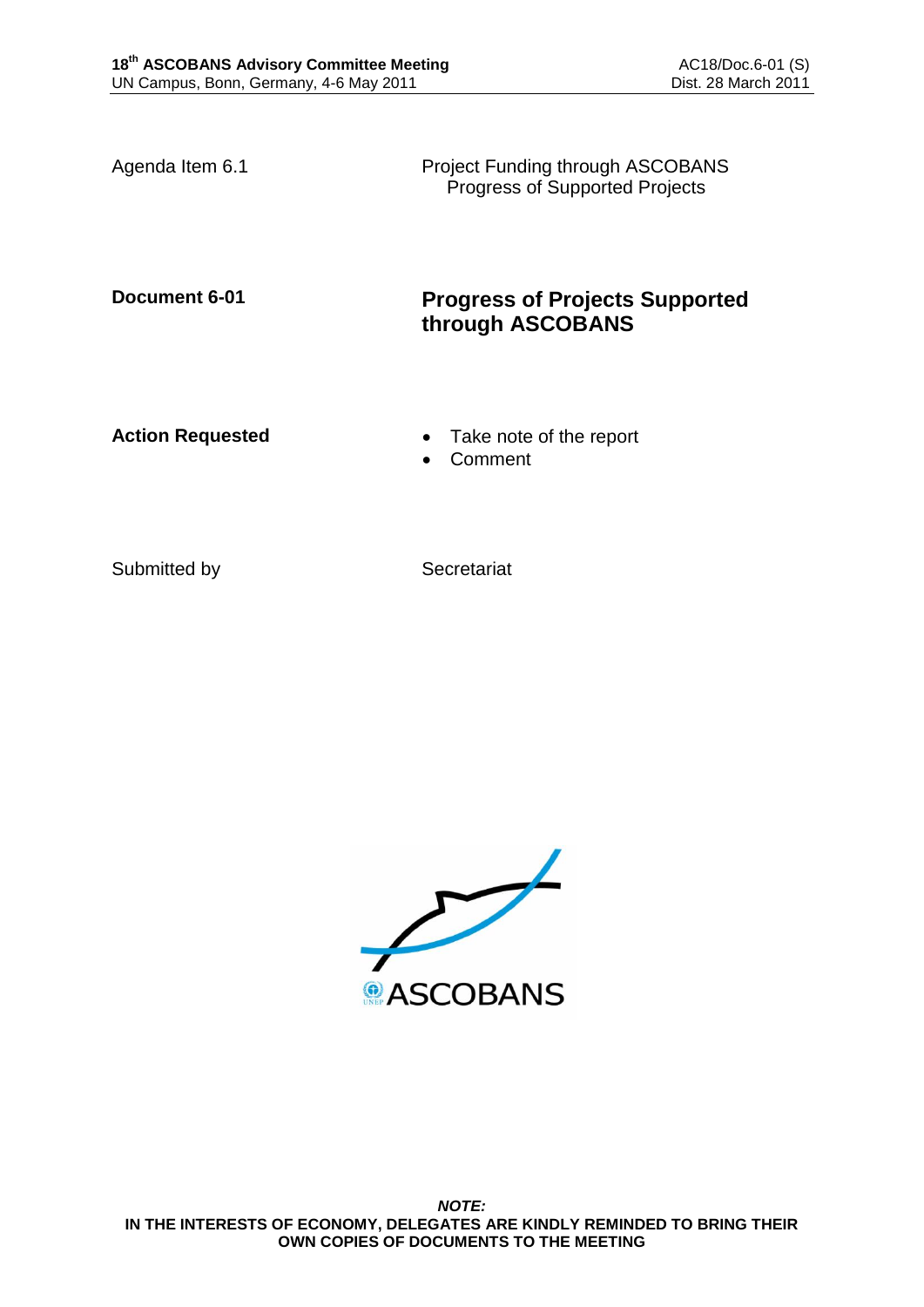Agenda Item 6.1 | Project Funding through ASCOBANS
Progress of Supported Projects

**Document 6-01**

# Progress of Projects Supported through ASCOBANS

**Action Requested**

- Take note of the report
- Comment

Submitted by: Secretariat

***NOTE:***
**IN THE INTERESTS OF ECONOMY, DELEGATES ARE KINDLY REMINDED TO BRING THEIR OWN COPIES OF DOCUMENTS TO THE MEETING**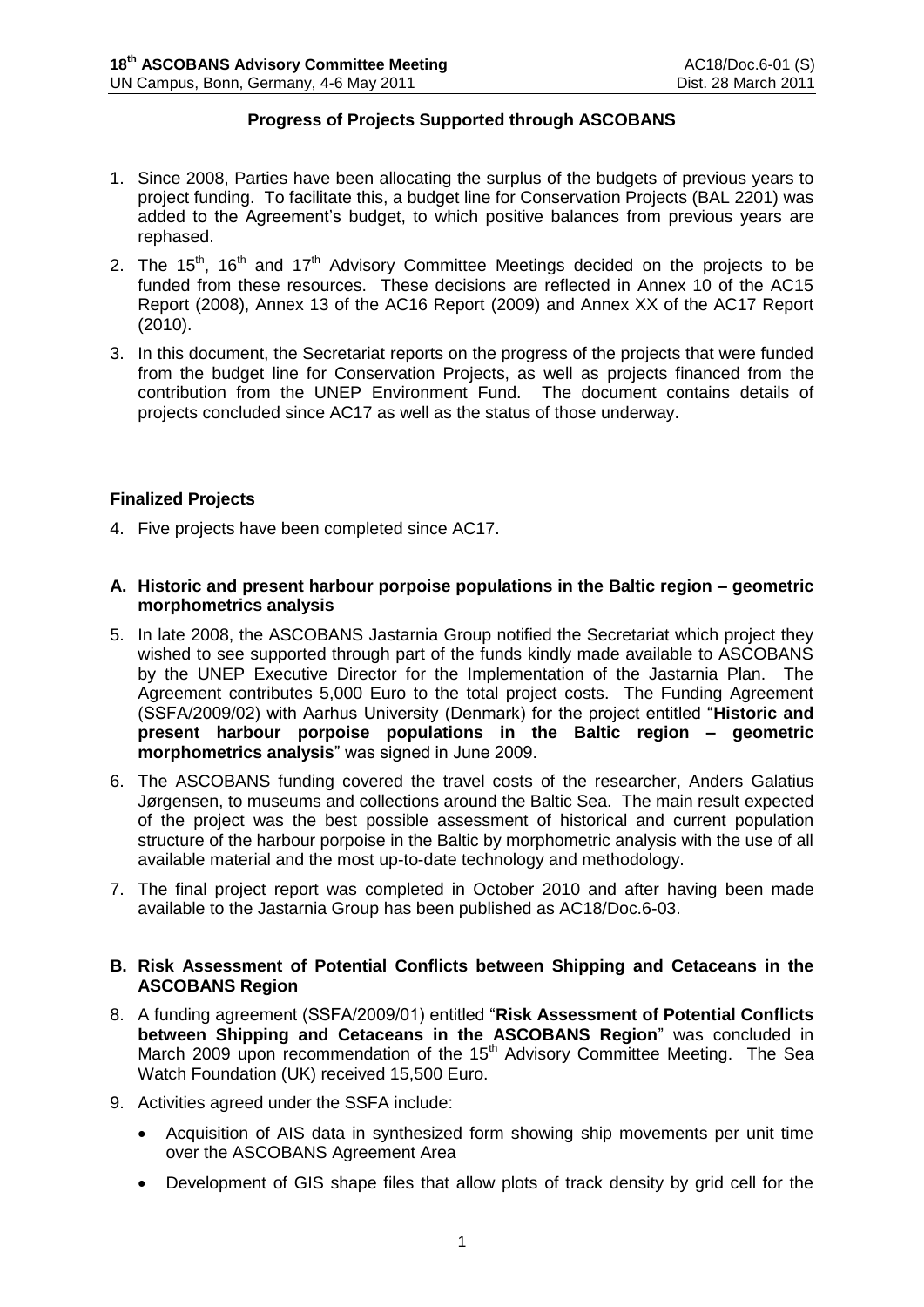## Progress of Projects Supported through ASCOBANS

1. Since 2008, Parties have been allocating the surplus of the budgets of previous years to project funding. To facilitate this, a budget line for Conservation Projects (BAL 2201) was added to the Agreement's budget, to which positive balances from previous years are rephased.

2. The 15th, 16th and 17th Advisory Committee Meetings decided on the projects to be funded from these resources. These decisions are reflected in Annex 10 of the AC15 Report (2008), Annex 13 of the AC16 Report (2009) and Annex XX of the AC17 Report (2010).

3. In this document, the Secretariat reports on the progress of the projects that were funded from the budget line for Conservation Projects, as well as projects financed from the contribution from the UNEP Environment Fund. The document contains details of projects concluded since AC17 as well as the status of those underway.

### Finalized Projects

4. Five projects have been completed since AC17.

#### A. Historic and present harbour porpoise populations in the Baltic region – geometric morphometrics analysis

5. In late 2008, the ASCOBANS Jastarnia Group notified the Secretariat which project they wished to see supported through part of the funds kindly made available to ASCOBANS by the UNEP Executive Director for the Implementation of the Jastarnia Plan. The Agreement contributes 5,000 Euro to the total project costs. The Funding Agreement (SSFA/2009/02) with Aarhus University (Denmark) for the project entitled "**Historic and present harbour porpoise populations in the Baltic region – geometric morphometrics analysis**" was signed in June 2009.

6. The ASCOBANS funding covered the travel costs of the researcher, Anders Galatius Jørgensen, to museums and collections around the Baltic Sea. The main result expected of the project was the best possible assessment of historical and current population structure of the harbour porpoise in the Baltic by morphometric analysis with the use of all available material and the most up-to-date technology and methodology.

7. The final project report was completed in October 2010 and after having been made available to the Jastarnia Group has been published as AC18/Doc.6-03.

#### B. Risk Assessment of Potential Conflicts between Shipping and Cetaceans in the ASCOBANS Region

8. A funding agreement (SSFA/2009/01) entitled "**Risk Assessment of Potential Conflicts between Shipping and Cetaceans in the ASCOBANS Region**" was concluded in March 2009 upon recommendation of the 15th Advisory Committee Meeting. The Sea Watch Foundation (UK) received 15,500 Euro.

9. Activities agreed under the SSFA include:

   - Acquisition of AIS data in synthesized form showing ship movements per unit time over the ASCOBANS Agreement Area
   - Development of GIS shape files that allow plots of track density by grid cell for the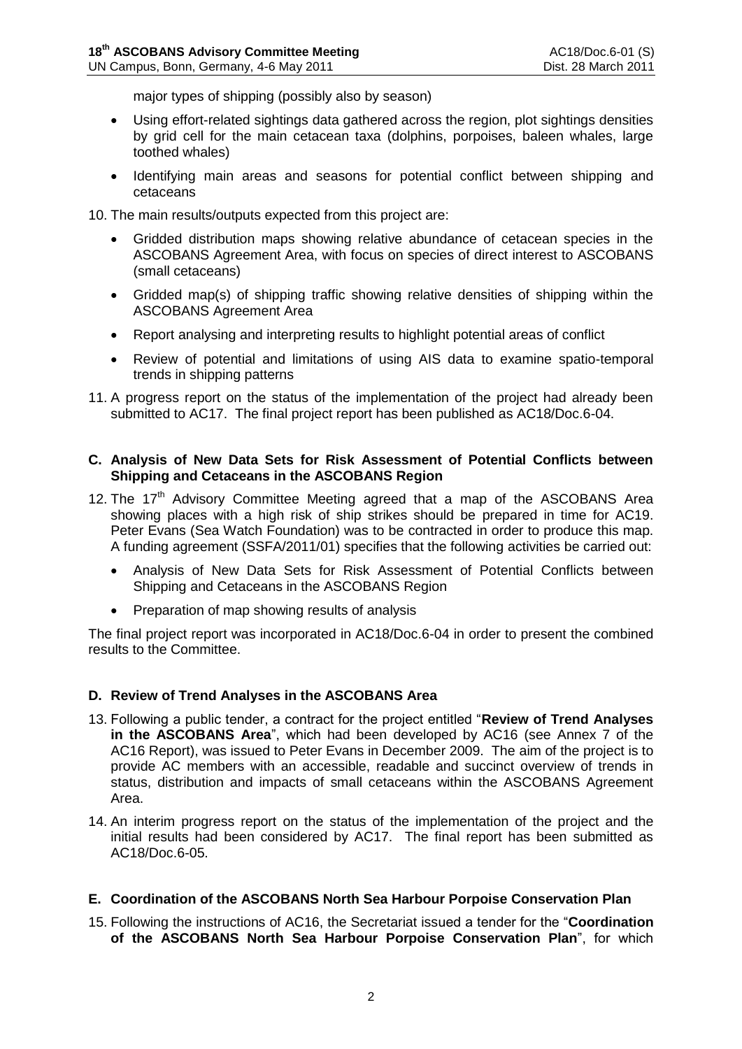major types of shipping (possibly also by season)

- Using effort-related sightings data gathered across the region, plot sightings densities by grid cell for the main cetacean taxa (dolphins, porpoises, baleen whales, large toothed whales)
- Identifying main areas and seasons for potential conflict between shipping and cetaceans

10. The main results/outputs expected from this project are:

- Gridded distribution maps showing relative abundance of cetacean species in the ASCOBANS Agreement Area, with focus on species of direct interest to ASCOBANS (small cetaceans)
- Gridded map(s) of shipping traffic showing relative densities of shipping within the ASCOBANS Agreement Area
- Report analysing and interpreting results to highlight potential areas of conflict
- Review of potential and limitations of using AIS data to examine spatio-temporal trends in shipping patterns

11. A progress report on the status of the implementation of the project had already been submitted to AC17. The final project report has been published as AC18/Doc.6-04.

### C. Analysis of New Data Sets for Risk Assessment of Potential Conflicts between Shipping and Cetaceans in the ASCOBANS Region

12. The 17th Advisory Committee Meeting agreed that a map of the ASCOBANS Area showing places with a high risk of ship strikes should be prepared in time for AC19. Peter Evans (Sea Watch Foundation) was to be contracted in order to produce this map. A funding agreement (SSFA/2011/01) specifies that the following activities be carried out:

- Analysis of New Data Sets for Risk Assessment of Potential Conflicts between Shipping and Cetaceans in the ASCOBANS Region
- Preparation of map showing results of analysis

The final project report was incorporated in AC18/Doc.6-04 in order to present the combined results to the Committee.

### D. Review of Trend Analyses in the ASCOBANS Area

13. Following a public tender, a contract for the project entitled "**Review of Trend Analyses in the ASCOBANS Area**", which had been developed by AC16 (see Annex 7 of the AC16 Report), was issued to Peter Evans in December 2009. The aim of the project is to provide AC members with an accessible, readable and succinct overview of trends in status, distribution and impacts of small cetaceans within the ASCOBANS Agreement Area.

14. An interim progress report on the status of the implementation of the project and the initial results had been considered by AC17. The final report has been submitted as AC18/Doc.6-05.

### E. Coordination of the ASCOBANS North Sea Harbour Porpoise Conservation Plan

15. Following the instructions of AC16, the Secretariat issued a tender for the "**Coordination of the ASCOBANS North Sea Harbour Porpoise Conservation Plan**", for which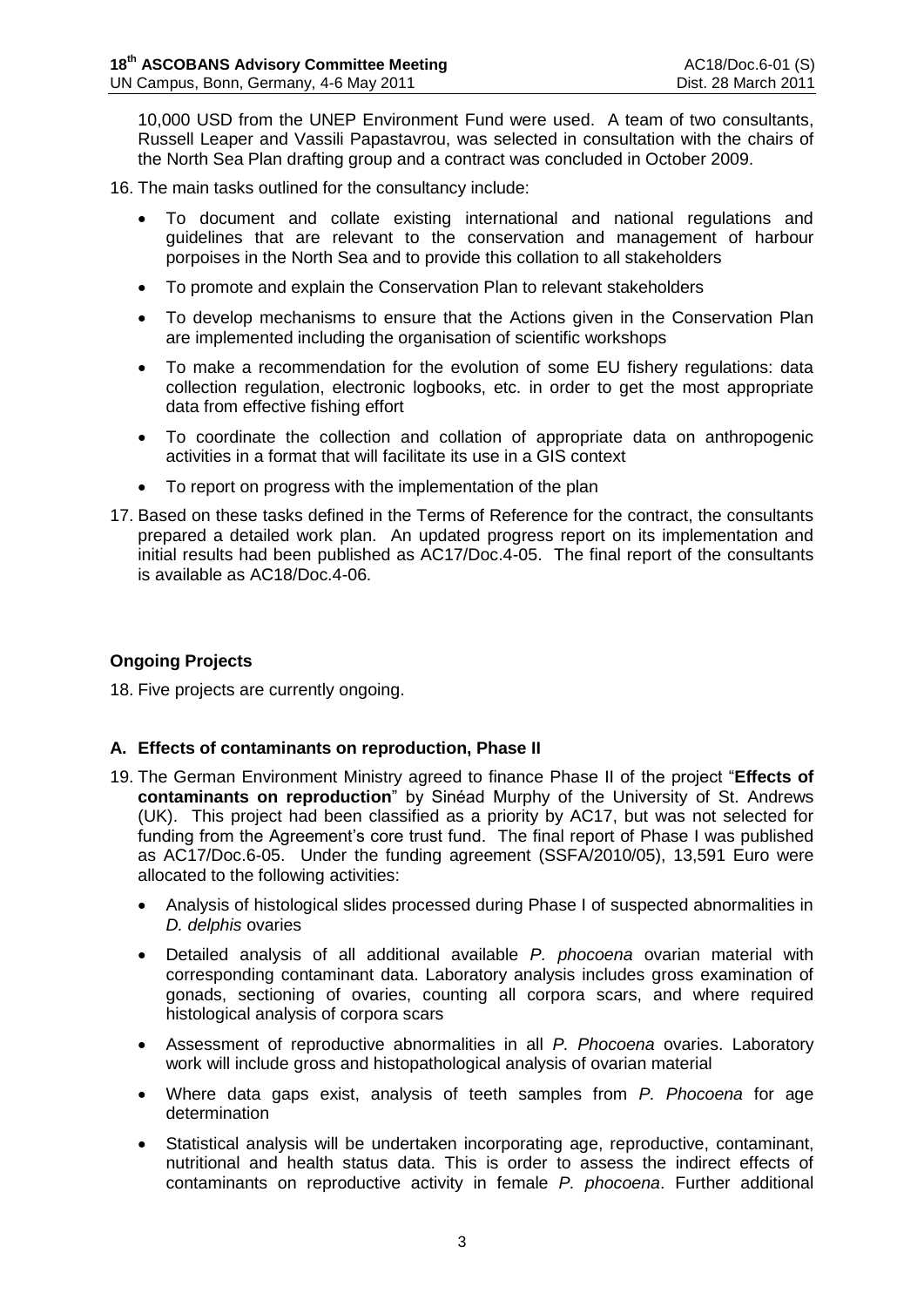10,000 USD from the UNEP Environment Fund were used. A team of two consultants, Russell Leaper and Vassili Papastavrou, was selected in consultation with the chairs of the North Sea Plan drafting group and a contract was concluded in October 2009.

16. The main tasks outlined for the consultancy include:

    - To document and collate existing international and national regulations and guidelines that are relevant to the conservation and management of harbour porpoises in the North Sea and to provide this collation to all stakeholders
    - To promote and explain the Conservation Plan to relevant stakeholders
    - To develop mechanisms to ensure that the Actions given in the Conservation Plan are implemented including the organisation of scientific workshops
    - To make a recommendation for the evolution of some EU fishery regulations: data collection regulation, electronic logbooks, etc. in order to get the most appropriate data from effective fishing effort
    - To coordinate the collection and collation of appropriate data on anthropogenic activities in a format that will facilitate its use in a GIS context
    - To report on progress with the implementation of the plan

17. Based on these tasks defined in the Terms of Reference for the contract, the consultants prepared a detailed work plan. An updated progress report on its implementation and initial results had been published as AC17/Doc.4-05. The final report of the consultants is available as AC18/Doc.4-06.

## Ongoing Projects

18. Five projects are currently ongoing.

### A. Effects of contaminants on reproduction, Phase II

19. The German Environment Ministry agreed to finance Phase II of the project "**Effects of contaminants on reproduction**" by Sinéad Murphy of the University of St. Andrews (UK). This project had been classified as a priority by AC17, but was not selected for funding from the Agreement's core trust fund. The final report of Phase I was published as AC17/Doc.6-05. Under the funding agreement (SSFA/2010/05), 13,591 Euro were allocated to the following activities:

    - Analysis of histological slides processed during Phase I of suspected abnormalities in *D. delphis* ovaries
    - Detailed analysis of all additional available *P. phocoena* ovarian material with corresponding contaminant data. Laboratory analysis includes gross examination of gonads, sectioning of ovaries, counting all corpora scars, and where required histological analysis of corpora scars
    - Assessment of reproductive abnormalities in all *P. Phocoena* ovaries. Laboratory work will include gross and histopathological analysis of ovarian material
    - Where data gaps exist, analysis of teeth samples from *P. Phocoena* for age determination
    - Statistical analysis will be undertaken incorporating age, reproductive, contaminant, nutritional and health status data. This is order to assess the indirect effects of contaminants on reproductive activity in female *P. phocoena*. Further additional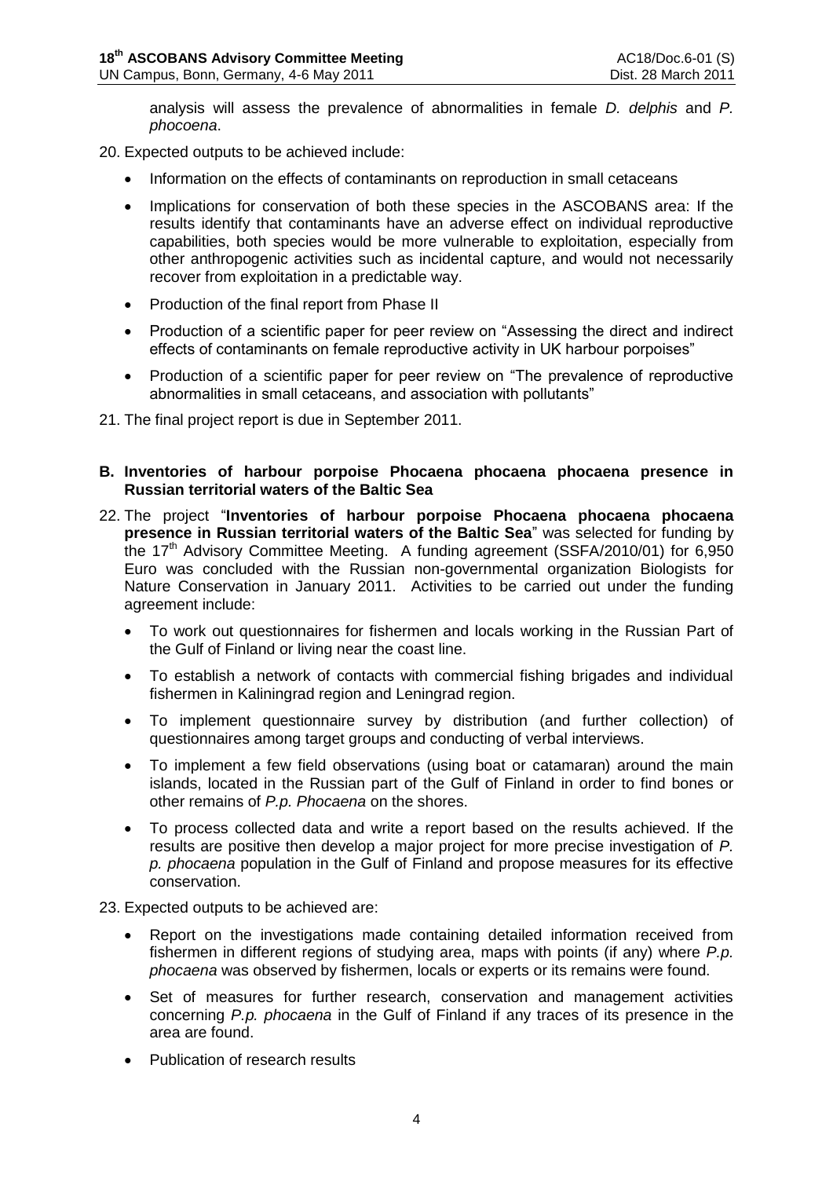analysis will assess the prevalence of abnormalities in female *D. delphis* and *P. phocoena*.

20. Expected outputs to be achieved include:

- Information on the effects of contaminants on reproduction in small cetaceans
- Implications for conservation of both these species in the ASCOBANS area: If the results identify that contaminants have an adverse effect on individual reproductive capabilities, both species would be more vulnerable to exploitation, especially from other anthropogenic activities such as incidental capture, and would not necessarily recover from exploitation in a predictable way.
- Production of the final report from Phase II
- Production of a scientific paper for peer review on "Assessing the direct and indirect effects of contaminants on female reproductive activity in UK harbour porpoises"
- Production of a scientific paper for peer review on "The prevalence of reproductive abnormalities in small cetaceans, and association with pollutants"

21. The final project report is due in September 2011.

**B. Inventories of harbour porpoise Phocaena phocaena phocaena presence in Russian territorial waters of the Baltic Sea**

22. The project "**Inventories of harbour porpoise Phocaena phocaena phocaena presence in Russian territorial waters of the Baltic Sea**" was selected for funding by the 17th Advisory Committee Meeting. A funding agreement (SSFA/2010/01) for 6,950 Euro was concluded with the Russian non-governmental organization Biologists for Nature Conservation in January 2011. Activities to be carried out under the funding agreement include:

- To work out questionnaires for fishermen and locals working in the Russian Part of the Gulf of Finland or living near the coast line.
- To establish a network of contacts with commercial fishing brigades and individual fishermen in Kaliningrad region and Leningrad region.
- To implement questionnaire survey by distribution (and further collection) of questionnaires among target groups and conducting of verbal interviews.
- To implement a few field observations (using boat or catamaran) around the main islands, located in the Russian part of the Gulf of Finland in order to find bones or other remains of *P.p. Phocaena* on the shores.
- To process collected data and write a report based on the results achieved. If the results are positive then develop a major project for more precise investigation of *P. p. phocaena* population in the Gulf of Finland and propose measures for its effective conservation.

23. Expected outputs to be achieved are:

- Report on the investigations made containing detailed information received from fishermen in different regions of studying area, maps with points (if any) where *P.p. phocaena* was observed by fishermen, locals or experts or its remains were found.
- Set of measures for further research, conservation and management activities concerning *P.p. phocaena* in the Gulf of Finland if any traces of its presence in the area are found.
- Publication of research results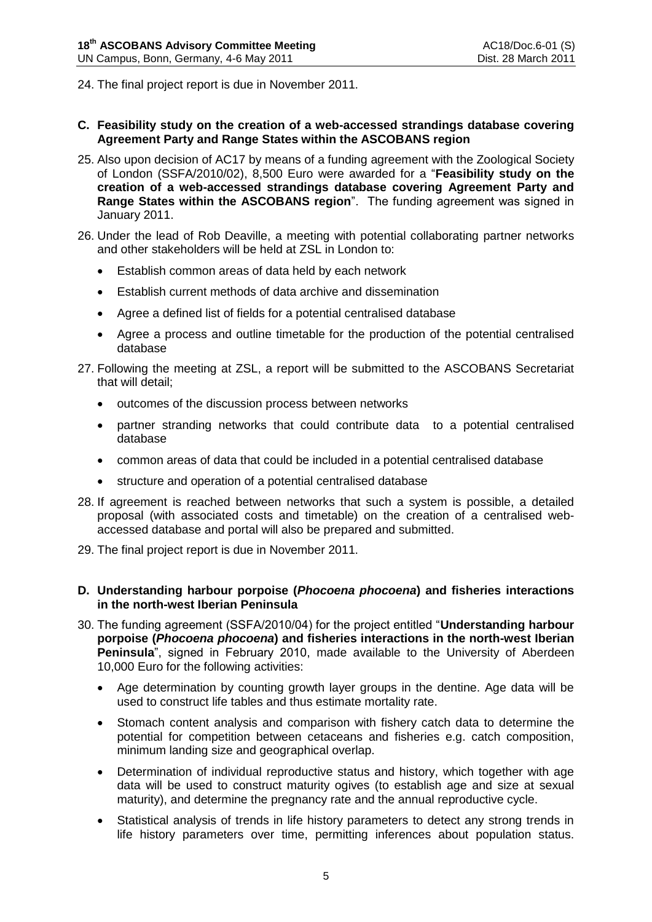24. The final project report is due in November 2011.

### C. Feasibility study on the creation of a web-accessed strandings database covering Agreement Party and Range States within the ASCOBANS region

25. Also upon decision of AC17 by means of a funding agreement with the Zoological Society of London (SSFA/2010/02), 8,500 Euro were awarded for a "**Feasibility study on the creation of a web-accessed strandings database covering Agreement Party and Range States within the ASCOBANS region**". The funding agreement was signed in January 2011.

26. Under the lead of Rob Deaville, a meeting with potential collaborating partner networks and other stakeholders will be held at ZSL in London to:

    - Establish common areas of data held by each network
    - Establish current methods of data archive and dissemination
    - Agree a defined list of fields for a potential centralised database
    - Agree a process and outline timetable for the production of the potential centralised database

27. Following the meeting at ZSL, a report will be submitted to the ASCOBANS Secretariat that will detail;

    - outcomes of the discussion process between networks
    - partner stranding networks that could contribute data to a potential centralised database
    - common areas of data that could be included in a potential centralised database
    - structure and operation of a potential centralised database

28. If agreement is reached between networks that such a system is possible, a detailed proposal (with associated costs and timetable) on the creation of a centralised web-accessed database and portal will also be prepared and submitted.

29. The final project report is due in November 2011.

### D. Understanding harbour porpoise (*Phocoena phocoena*) and fisheries interactions in the north-west Iberian Peninsula

30. The funding agreement (SSFA/2010/04) for the project entitled "**Understanding harbour porpoise (*Phocoena phocoena*) and fisheries interactions in the north-west Iberian Peninsula**", signed in February 2010, made available to the University of Aberdeen 10,000 Euro for the following activities:

    - Age determination by counting growth layer groups in the dentine. Age data will be used to construct life tables and thus estimate mortality rate.
    - Stomach content analysis and comparison with fishery catch data to determine the potential for competition between cetaceans and fisheries e.g. catch composition, minimum landing size and geographical overlap.
    - Determination of individual reproductive status and history, which together with age data will be used to construct maturity ogives (to establish age and size at sexual maturity), and determine the pregnancy rate and the annual reproductive cycle.
    - Statistical analysis of trends in life history parameters to detect any strong trends in life history parameters over time, permitting inferences about population status.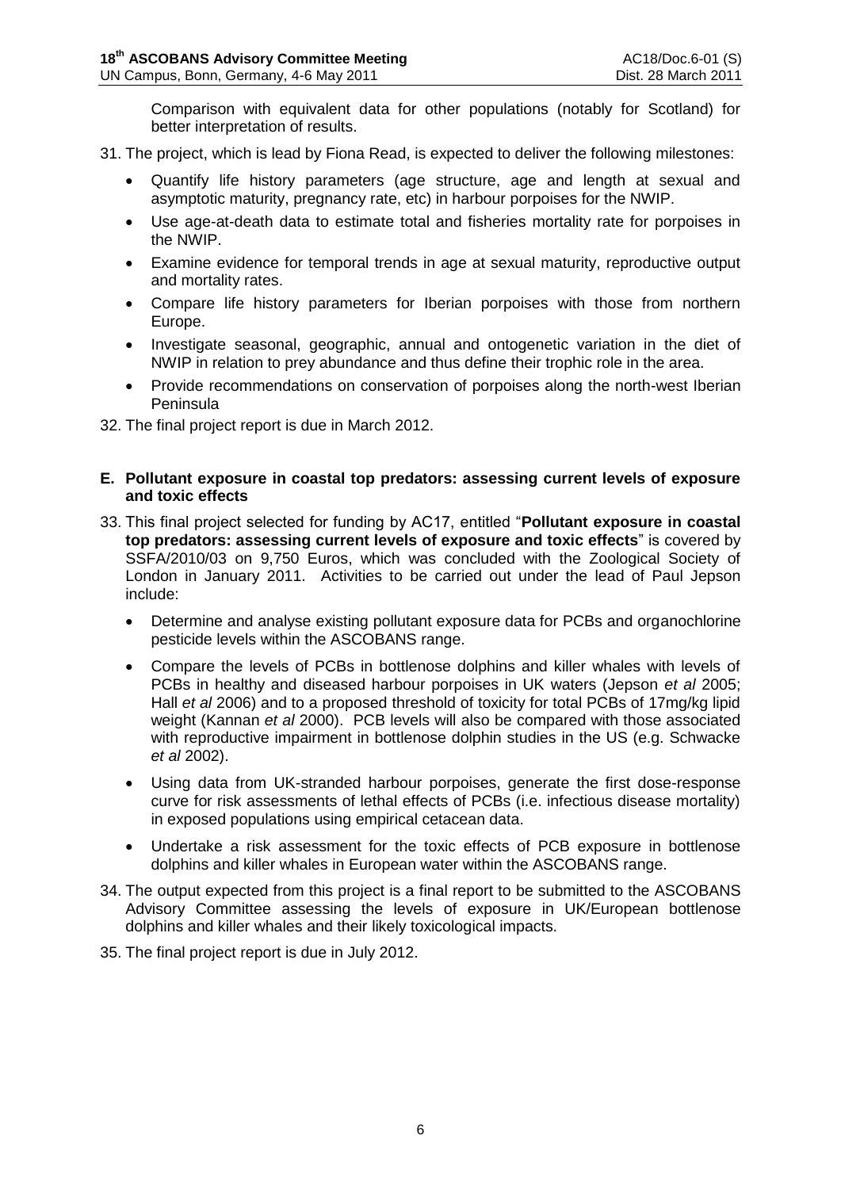Comparison with equivalent data for other populations (notably for Scotland) for better interpretation of results.

31. The project, which is lead by Fiona Read, is expected to deliver the following milestones:
    - Quantify life history parameters (age structure, age and length at sexual and asymptotic maturity, pregnancy rate, etc) in harbour porpoises for the NWIP.
    - Use age-at-death data to estimate total and fisheries mortality rate for porpoises in the NWIP.
    - Examine evidence for temporal trends in age at sexual maturity, reproductive output and mortality rates.
    - Compare life history parameters for Iberian porpoises with those from northern Europe.
    - Investigate seasonal, geographic, annual and ontogenetic variation in the diet of NWIP in relation to prey abundance and thus define their trophic role in the area.
    - Provide recommendations on conservation of porpoises along the north-west Iberian Peninsula
32. The final project report is due in March 2012.

## E. Pollutant exposure in coastal top predators: assessing current levels of exposure and toxic effects

33. This final project selected for funding by AC17, entitled "**Pollutant exposure in coastal top predators: assessing current levels of exposure and toxic effects**" is covered by SSFA/2010/03 on 9,750 Euros, which was concluded with the Zoological Society of London in January 2011. Activities to be carried out under the lead of Paul Jepson include:
    - Determine and analyse existing pollutant exposure data for PCBs and organochlorine pesticide levels within the ASCOBANS range.
    - Compare the levels of PCBs in bottlenose dolphins and killer whales with levels of PCBs in healthy and diseased harbour porpoises in UK waters (Jepson *et al* 2005; Hall *et al* 2006) and to a proposed threshold of toxicity for total PCBs of 17mg/kg lipid weight (Kannan *et al* 2000). PCB levels will also be compared with those associated with reproductive impairment in bottlenose dolphin studies in the US (e.g. Schwacke *et al* 2002).
    - Using data from UK-stranded harbour porpoises, generate the first dose-response curve for risk assessments of lethal effects of PCBs (i.e. infectious disease mortality) in exposed populations using empirical cetacean data.
    - Undertake a risk assessment for the toxic effects of PCB exposure in bottlenose dolphins and killer whales in European water within the ASCOBANS range.
34. The output expected from this project is a final report to be submitted to the ASCOBANS Advisory Committee assessing the levels of exposure in UK/European bottlenose dolphins and killer whales and their likely toxicological impacts.
35. The final project report is due in July 2012.